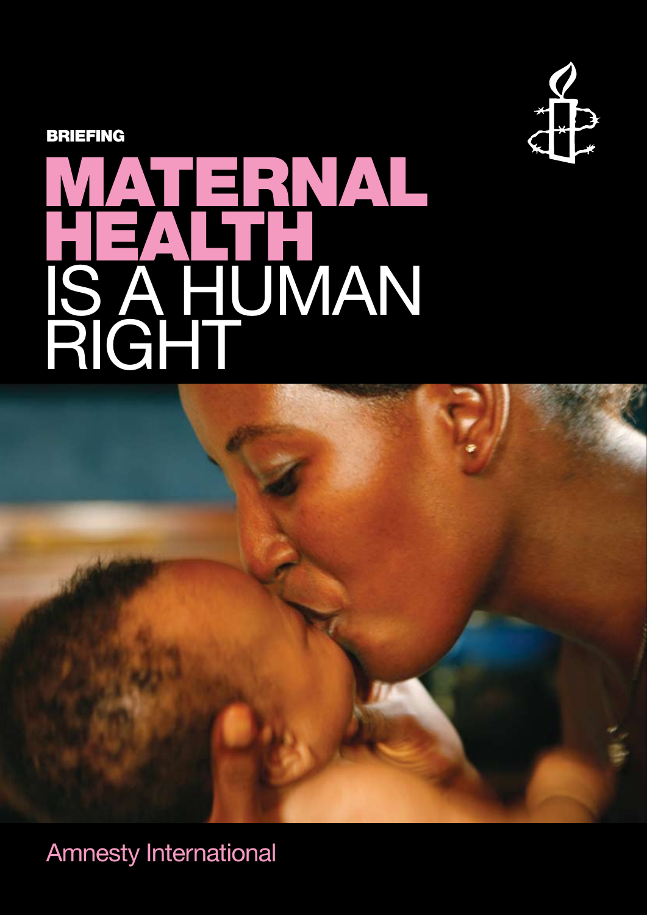BRIEFING

# MATERNAL HEALTH IS A HUMAN RIGHT

Amnesty International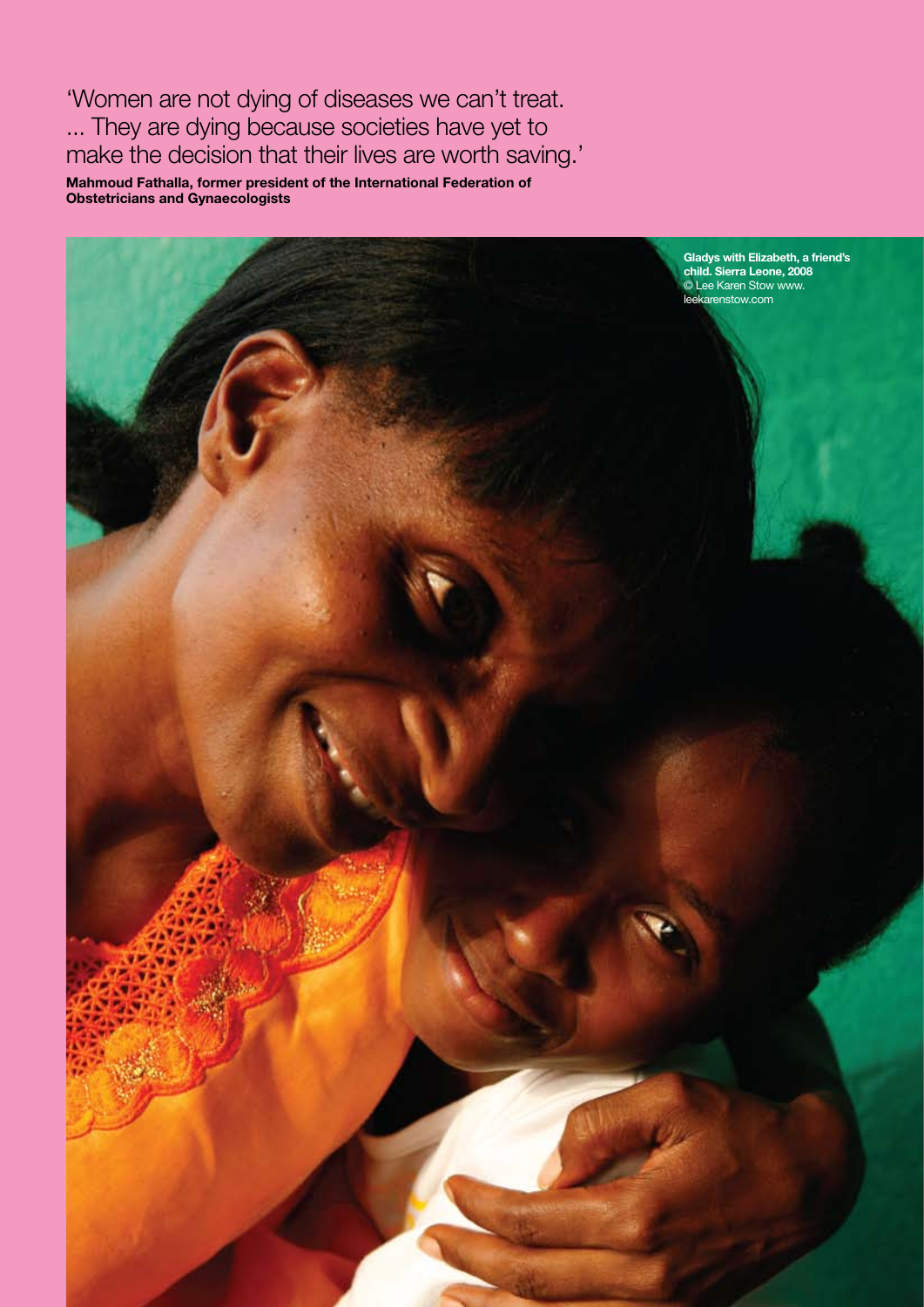'Women are not dying of diseases we can't treat. ... They are dying because societies have yet to make the decision that their lives are worth saving.'

**Mahmoud Fathalla, former president of the International Federation of Obstetricians and Gynaecologists**

**Gladys with Elizabeth, a friend's child. Sierra Leone, 2008**
© Lee Karen Stow www.leekarenstow.com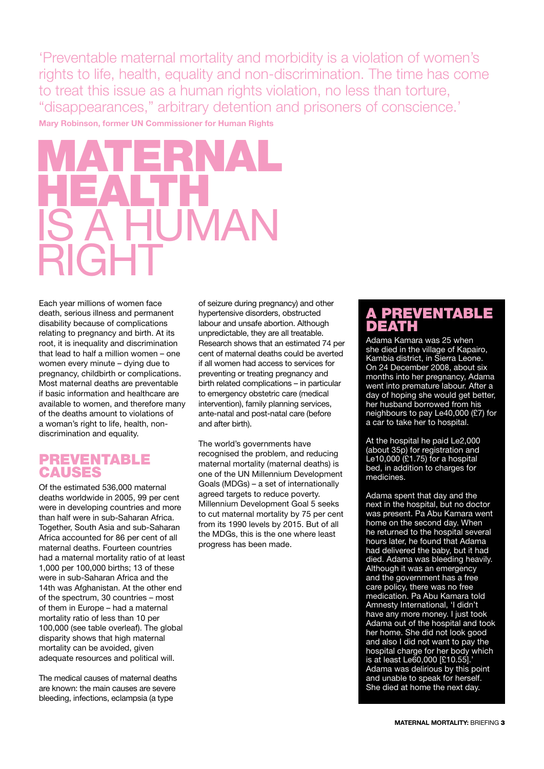> 'Preventable maternal mortality and morbidity is a violation of women's rights to life, health, equality and non-discrimination. The time has come to treat this issue as a human rights violation, no less than torture, "disappearances," arbitrary detention and prisoners of conscience.'
>
> **Mary Robinson, former UN Commissioner for Human Rights**

# MATERNAL HEALTH IS A HUMAN RIGHT

Each year millions of women face death, serious illness and permanent disability because of complications relating to pregnancy and birth. At its root, it is inequality and discrimination that lead to half a million women – one women every minute – dying due to pregnancy, childbirth or complications. Most maternal deaths are preventable if basic information and healthcare are available to women, and therefore many of the deaths amount to violations of a woman's right to life, health, non-discrimination and equality.

## PREVENTABLE CAUSES

Of the estimated 536,000 maternal deaths worldwide in 2005, 99 per cent were in developing countries and more than half were in sub-Saharan Africa. Together, South Asia and sub-Saharan Africa accounted for 86 per cent of all maternal deaths. Fourteen countries had a maternal mortality ratio of at least 1,000 per 100,000 births; 13 of these were in sub-Saharan Africa and the 14th was Afghanistan. At the other end of the spectrum, 30 countries – most of them in Europe – had a maternal mortality ratio of less than 10 per 100,000 (see table overleaf). The global disparity shows that high maternal mortality can be avoided, given adequate resources and political will.

The medical causes of maternal deaths are known: the main causes are severe bleeding, infections, eclampsia (a type of seizure during pregnancy) and other hypertensive disorders, obstructed labour and unsafe abortion. Although unpredictable, they are all treatable. Research shows that an estimated 74 per cent of maternal deaths could be averted if all women had access to services for preventing or treating pregnancy and birth related complications – in particular to emergency obstetric care (medical intervention), family planning services, ante-natal and post-natal care (before and after birth).

The world's governments have recognised the problem, and reducing maternal mortality (maternal deaths) is one of the UN Millennium Development Goals (MDGs) – a set of internationally agreed targets to reduce poverty. Millennium Development Goal 5 seeks to cut maternal mortality by 75 per cent from its 1990 levels by 2015. But of all the MDGs, this is the one where least progress has been made.

## A PREVENTABLE DEATH

Adama Kamara was 25 when she died in the village of Kapairo, Kambia district, in Sierra Leone. On 24 December 2008, about six months into her pregnancy, Adama went into premature labour. After a day of hoping she would get better, her husband borrowed from his neighbours to pay Le40,000 (£7) for a car to take her to hospital.

At the hospital he paid Le2,000 (about 35p) for registration and Le10,000 (£1.75) for a hospital bed, in addition to charges for medicines.

Adama spent that day and the next in the hospital, but no doctor was present. Pa Abu Kamara went home on the second day. When he returned to the hospital several hours later, he found that Adama had delivered the baby, but it had died. Adama was bleeding heavily. Although it was an emergency and the government has a free care policy, there was no free medication. Pa Abu Kamara told Amnesty International, 'I didn't have any more money. I just took Adama out of the hospital and took her home. She did not look good and also I did not want to pay the hospital charge for her body which is at least Le60,000 [£10.55].' Adama was delirious by this point and unable to speak for herself. She died at home the next day.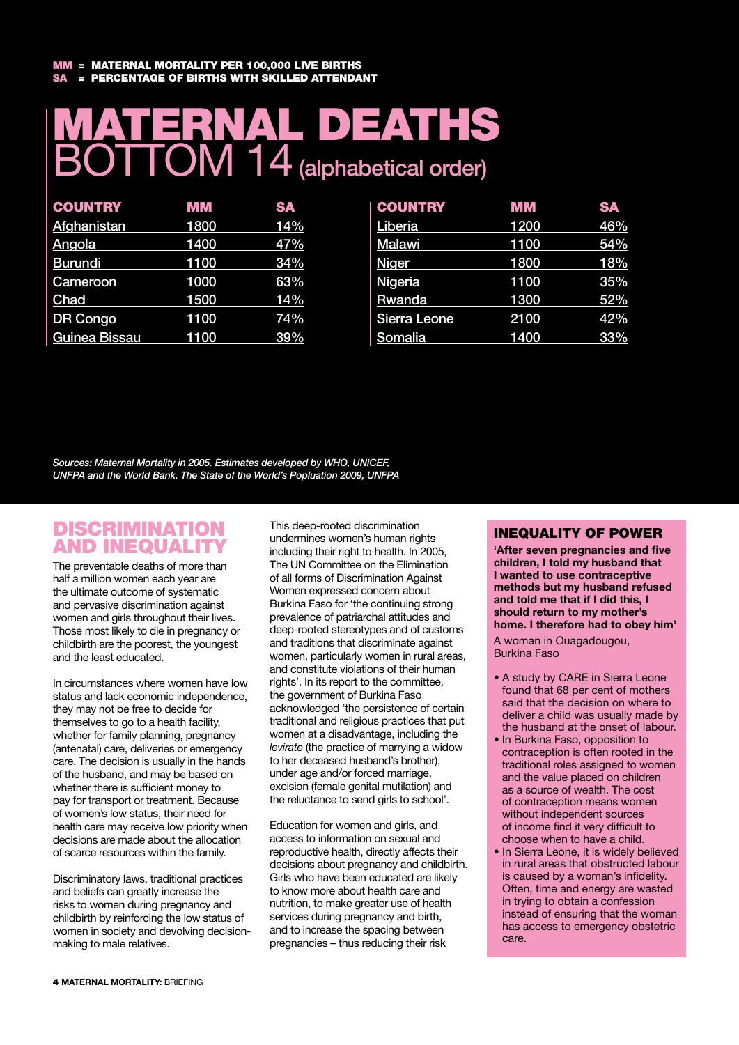**MM = MATERNAL MORTALITY PER 100,000 LIVE BIRTHS**
**SA = PERCENTAGE OF BIRTHS WITH SKILLED ATTENDANT**

# MATERNAL DEATHS BOTTOM 14 (alphabetical order)

| COUNTRY | MM | SA |
|---|---|---|
| Afghanistan | 1800 | 14% |
| Angola | 1400 | 47% |
| Burundi | 1100 | 34% |
| Cameroon | 1000 | 63% |
| Chad | 1500 | 14% |
| DR Congo | 1100 | 74% |
| Guinea Bissau | 1100 | 39% |
| Liberia | 1200 | 46% |
| Malawi | 1100 | 54% |
| Niger | 1800 | 18% |
| Nigeria | 1100 | 35% |
| Rwanda | 1300 | 52% |
| Sierra Leone | 2100 | 42% |
| Somalia | 1400 | 33% |

*Sources: Maternal Mortality in 2005. Estimates developed by WHO, UNICEF, UNFPA and the World Bank. The State of the World's Popluation 2009, UNFPA*

## DISCRIMINATION AND INEQUALITY

The preventable deaths of more than half a million women each year are the ultimate outcome of systematic and pervasive discrimination against women and girls throughout their lives. Those most likely to die in pregnancy or childbirth are the poorest, the youngest and the least educated.

In circumstances where women have low status and lack economic independence, they may not be free to decide for themselves to go to a health facility, whether for family planning, pregnancy (antenatal) care, deliveries or emergency care. The decision is usually in the hands of the husband, and may be based on whether there is sufficient money to pay for transport or treatment. Because of women's low status, their need for health care may receive low priority when decisions are made about the allocation of scarce resources within the family.

Discriminatory laws, traditional practices and beliefs can greatly increase the risks to women during pregnancy and childbirth by reinforcing the low status of women in society and devolving decision-making to male relatives.

This deep-rooted discrimination undermines women's human rights including their right to health. In 2005, The UN Committee on the Elimination of all forms of Discrimination Against Women expressed concern about Burkina Faso for 'the continuing strong prevalence of patriarchal attitudes and deep-rooted stereotypes and of customs and traditions that discriminate against women, particularly women in rural areas, and constitute violations of their human rights'. In its report to the committee, the government of Burkina Faso acknowledged 'the persistence of certain traditional and religious practices that put women at a disadvantage, including the *levirate* (the practice of marrying a widow to her deceased husband's brother), under age and/or forced marriage, excision (female genital mutilation) and the reluctance to send girls to school'.

Education for women and girls, and access to information on sexual and reproductive health, directly affects their decisions about pregnancy and childbirth. Girls who have been educated are likely to know more about health care and nutrition, to make greater use of health services during pregnancy and birth, and to increase the spacing between pregnancies – thus reducing their risk

### INEQUALITY OF POWER

**'After seven pregnancies and five children, I told my husband that I wanted to use contraceptive methods but my husband refused and told me that if I did this, I should return to my mother's home. I therefore had to obey him'**

A woman in Ouagadougou, Burkina Faso

- A study by CARE in Sierra Leone found that 68 per cent of mothers said that the decision on where to deliver a child was usually made by the husband at the onset of labour.
- In Burkina Faso, opposition to contraception is often rooted in the traditional roles assigned to women and the value placed on children as a source of wealth. The cost of contraception means women without independent sources of income find it very difficult to choose when to have a child.
- In Sierra Leone, it is widely believed in rural areas that obstructed labour is caused by a woman's infidelity. Often, time and energy are wasted in trying to obtain a confession instead of ensuring that the woman has access to emergency obstetric care.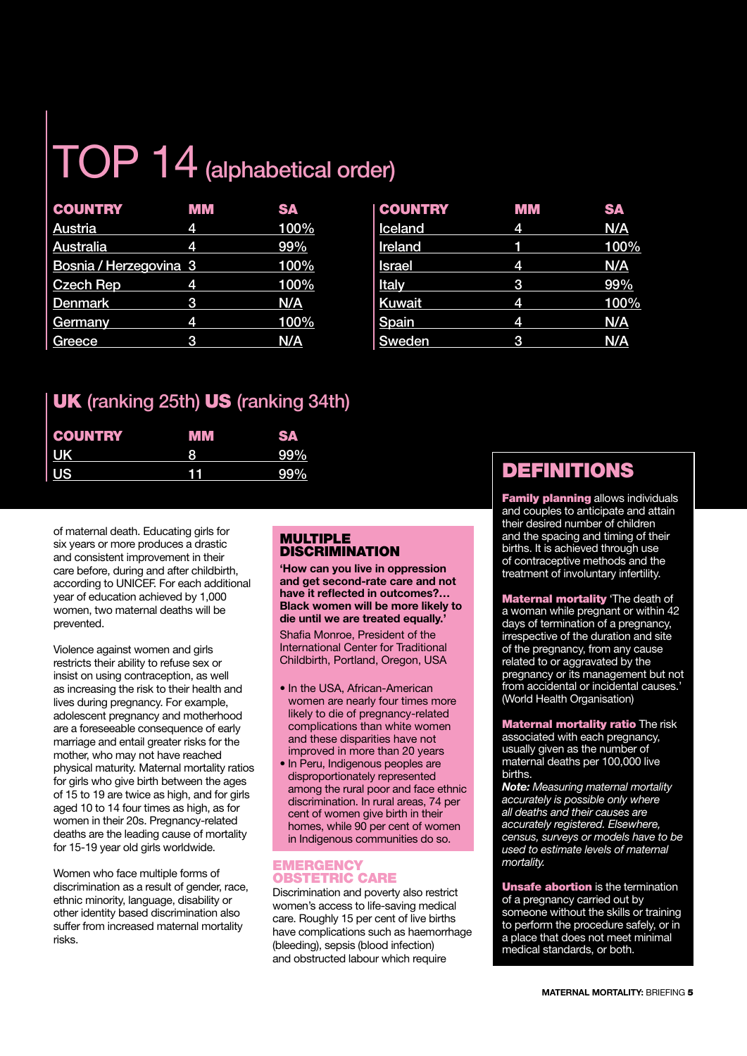# TOP 14 (alphabetical order)

| COUNTRY | MM | SA |
|---|---|---|
| Austria | 4 | 100% |
| Australia | 4 | 99% |
| Bosnia / Herzegovina | 3 | 100% |
| Czech Rep | 4 | 100% |
| Denmark | 3 | N/A |
| Germany | 4 | 100% |
| Greece | 3 | N/A |
| Iceland | 4 | N/A |
| Ireland | 1 | 100% |
| Israel | 4 | N/A |
| Italy | 3 | 99% |
| Kuwait | 4 | 100% |
| Spain | 4 | N/A |
| Sweden | 3 | N/A |

## UK (ranking 25th) US (ranking 34th)

| COUNTRY | MM | SA |
|---|---|---|
| UK | 8 | 99% |
| US | 11 | 99% |

of maternal death. Educating girls for six years or more produces a drastic and consistent improvement in their care before, during and after childbirth, according to UNICEF. For each additional year of education achieved by 1,000 women, two maternal deaths will be prevented.

Violence against women and girls restricts their ability to refuse sex or insist on using contraception, as well as increasing the risk to their health and lives during pregnancy. For example, adolescent pregnancy and motherhood are a foreseeable consequence of early marriage and entail greater risks for the mother, who may not have reached physical maturity. Maternal mortality ratios for girls who give birth between the ages of 15 to 19 are twice as high, and for girls aged 10 to 14 four times as high, as for women in their 20s. Pregnancy-related deaths are the leading cause of mortality for 15-19 year old girls worldwide.

Women who face multiple forms of discrimination as a result of gender, race, ethnic minority, language, disability or other identity based discrimination also suffer from increased maternal mortality risks.

## MULTIPLE DISCRIMINATION

**'How can you live in oppression and get second-rate care and not have it reflected in outcomes?… Black women will be more likely to die until we are treated equally.'**

Shafia Monroe, President of the International Center for Traditional Childbirth, Portland, Oregon, USA

- In the USA, African-American women are nearly four times more likely to die of pregnancy-related complications than white women and these disparities have not improved in more than 20 years
- In Peru, Indigenous peoples are disproportionately represented among the rural poor and face ethnic discrimination. In rural areas, 74 per cent of women give birth in their homes, while 90 per cent of women in Indigenous communities do so.

## EMERGENCY OBSTETRIC CARE

Discrimination and poverty also restrict women's access to life-saving medical care. Roughly 15 per cent of live births have complications such as haemorrhage (bleeding), sepsis (blood infection) and obstructed labour which require

## DEFINITIONS

**Family planning** allows individuals and couples to anticipate and attain their desired number of children and the spacing and timing of their births. It is achieved through use of contraceptive methods and the treatment of involuntary infertility.

**Maternal mortality** 'The death of a woman while pregnant or within 42 days of termination of a pregnancy, irrespective of the duration and site of the pregnancy, from any cause related to or aggravated by the pregnancy or its management but not from accidental or incidental causes.' (World Health Organisation)

**Maternal mortality ratio** The risk associated with each pregnancy, usually given as the number of maternal deaths per 100,000 live births.

***Note:*** *Measuring maternal mortality accurately is possible only where all deaths and their causes are accurately registered. Elsewhere, census, surveys or models have to be used to estimate levels of maternal mortality.*

**Unsafe abortion** is the termination of a pregnancy carried out by someone without the skills or training to perform the procedure safely, or in a place that does not meet minimal medical standards, or both.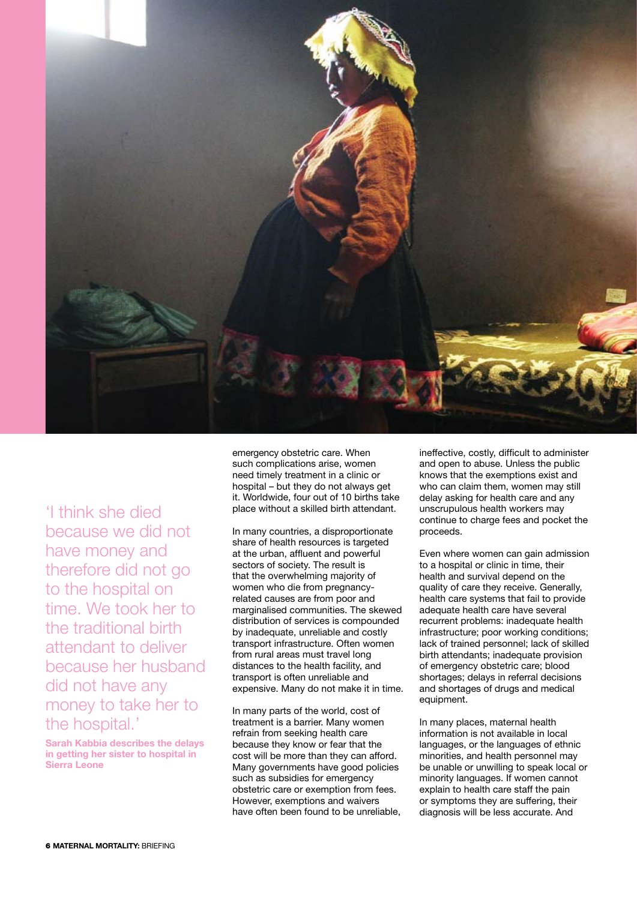> 'I think she died because we did not have money and therefore did not go to the hospital on time. We took her to the traditional birth attendant to deliver because her husband did not have any money to take her to the hospital.'
>
> **Sarah Kabbia describes the delays in getting her sister to hospital in Sierra Leone**

emergency obstetric care. When such complications arise, women need timely treatment in a clinic or hospital – but they do not always get it. Worldwide, four out of 10 births take place without a skilled birth attendant.

In many countries, a disproportionate share of health resources is targeted at the urban, affluent and powerful sectors of society. The result is that the overwhelming majority of women who die from pregnancy-related causes are from poor and marginalised communities. The skewed distribution of services is compounded by inadequate, unreliable and costly transport infrastructure. Often women from rural areas must travel long distances to the health facility, and transport is often unreliable and expensive. Many do not make it in time.

In many parts of the world, cost of treatment is a barrier. Many women refrain from seeking health care because they know or fear that the cost will be more than they can afford. Many governments have good policies such as subsidies for emergency obstetric care or exemption from fees. However, exemptions and waivers have often been found to be unreliable, ineffective, costly, difficult to administer and open to abuse. Unless the public knows that the exemptions exist and who can claim them, women may still delay asking for health care and any unscrupulous health workers may continue to charge fees and pocket the proceeds.

Even where women can gain admission to a hospital or clinic in time, their health and survival depend on the quality of care they receive. Generally, health care systems that fail to provide adequate health care have several recurrent problems: inadequate health infrastructure; poor working conditions; lack of trained personnel; lack of skilled birth attendants; inadequate provision of emergency obstetric care; blood shortages; delays in referral decisions and shortages of drugs and medical equipment.

In many places, maternal health information is not available in local languages, or the languages of ethnic minorities, and health personnel may be unable or unwilling to speak local or minority languages. If women cannot explain to health care staff the pain or symptoms they are suffering, their diagnosis will be less accurate. And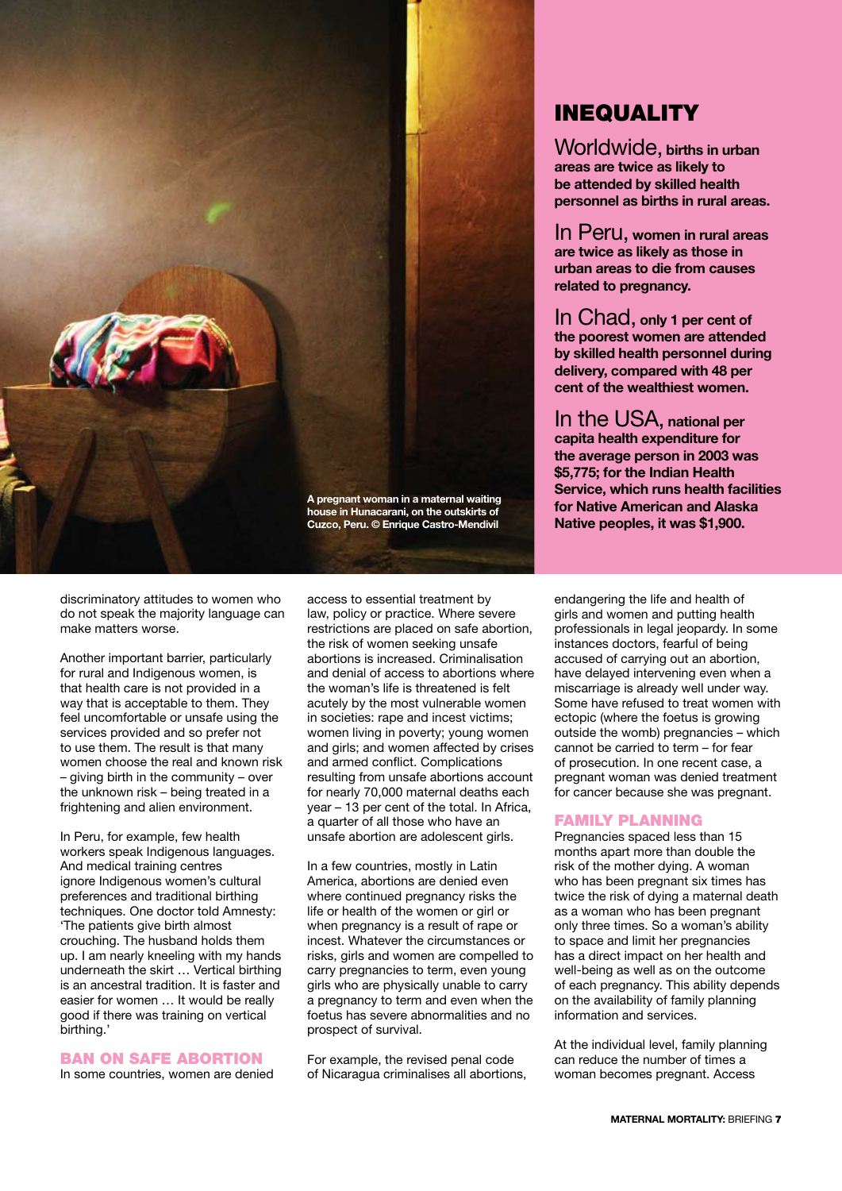A pregnant woman in a maternal waiting house in Hunacarani, on the outskirts of Cuzco, Peru. © Enrique Castro-Mendivil

## INEQUALITY

**Worldwide, births in urban areas are twice as likely to be attended by skilled health personnel as births in rural areas.**

**In Peru, women in rural areas are twice as likely as those in urban areas to die from causes related to pregnancy.**

**In Chad, only 1 per cent of the poorest women are attended by skilled health personnel during delivery, compared with 48 per cent of the wealthiest women.**

**In the USA, national per capita health expenditure for the average person in 2003 was $5,775; for the Indian Health Service, which runs health facilities for Native American and Alaska Native peoples, it was $1,900.**

discriminatory attitudes to women who do not speak the majority language can make matters worse.

Another important barrier, particularly for rural and Indigenous women, is that health care is not provided in a way that is acceptable to them. They feel uncomfortable or unsafe using the services provided and so prefer not to use them. The result is that many women choose the real and known risk – giving birth in the community – over the unknown risk – being treated in a frightening and alien environment.

In Peru, for example, few health workers speak Indigenous languages. And medical training centres ignore Indigenous women's cultural preferences and traditional birthing techniques. One doctor told Amnesty: 'The patients give birth almost crouching. The husband holds them up. I am nearly kneeling with my hands underneath the skirt … Vertical birthing is an ancestral tradition. It is faster and easier for women … It would be really good if there was training on vertical birthing.'

### BAN ON SAFE ABORTION

In some countries, women are denied access to essential treatment by law, policy or practice. Where severe restrictions are placed on safe abortion, the risk of women seeking unsafe abortions is increased. Criminalisation and denial of access to abortions where the woman's life is threatened is felt acutely by the most vulnerable women in societies: rape and incest victims; women living in poverty; young women and girls; and women affected by crises and armed conflict. Complications resulting from unsafe abortions account for nearly 70,000 maternal deaths each year – 13 per cent of the total. In Africa, a quarter of all those who have an unsafe abortion are adolescent girls.

In a few countries, mostly in Latin America, abortions are denied even where continued pregnancy risks the life or health of the women or girl or when pregnancy is a result of rape or incest. Whatever the circumstances or risks, girls and women are compelled to carry pregnancies to term, even young girls who are physically unable to carry a pregnancy to term and even when the foetus has severe abnormalities and no prospect of survival.

For example, the revised penal code of Nicaragua criminalises all abortions, endangering the life and health of girls and women and putting health professionals in legal jeopardy. In some instances doctors, fearful of being accused of carrying out an abortion, have delayed intervening even when a miscarriage is already well under way. Some have refused to treat women with ectopic (where the foetus is growing outside the womb) pregnancies – which cannot be carried to term – for fear of prosecution. In one recent case, a pregnant woman was denied treatment for cancer because she was pregnant.

### FAMILY PLANNING

Pregnancies spaced less than 15 months apart more than double the risk of the mother dying. A woman who has been pregnant six times has twice the risk of dying a maternal death as a woman who has been pregnant only three times. So a woman's ability to space and limit her pregnancies has a direct impact on her health and well-being as well as on the outcome of each pregnancy. This ability depends on the availability of family planning information and services.

At the individual level, family planning can reduce the number of times a woman becomes pregnant. Access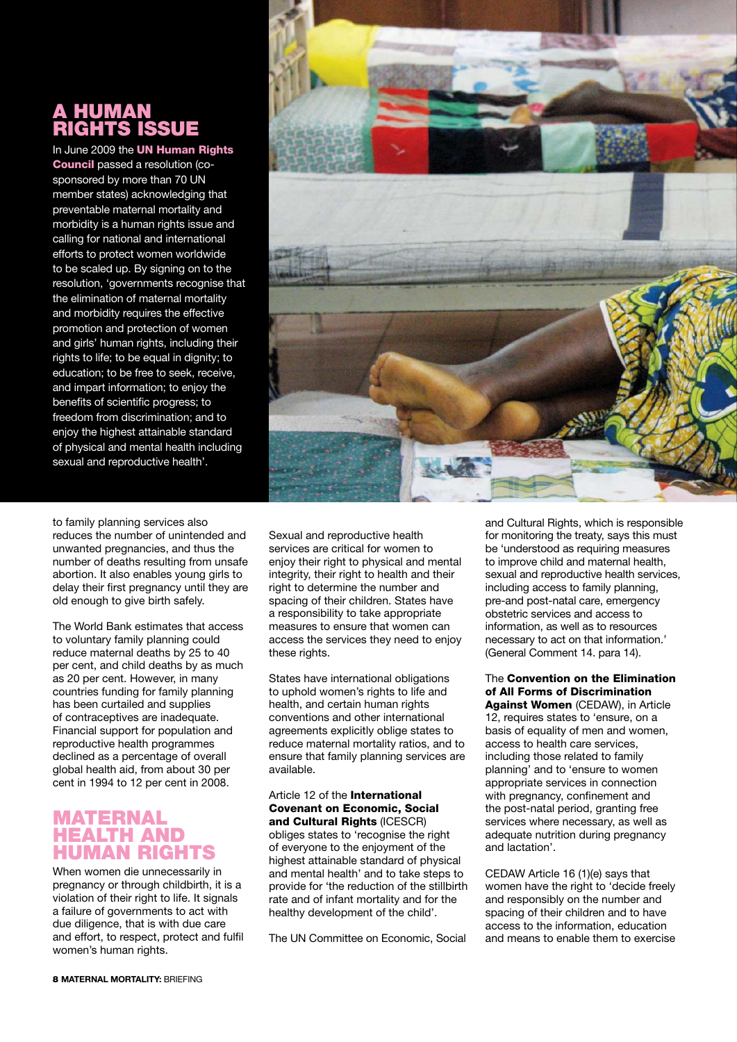## A HUMAN RIGHTS ISSUE

In June 2009 the **UN Human Rights Council** passed a resolution (co-sponsored by more than 70 UN member states) acknowledging that preventable maternal mortality and morbidity is a human rights issue and calling for national and international efforts to protect women worldwide to be scaled up. By signing on to the resolution, 'governments recognise that the elimination of maternal mortality and morbidity requires the effective promotion and protection of women and girls' human rights, including their rights to life; to be equal in dignity; to education; to be free to seek, receive, and impart information; to enjoy the benefits of scientific progress; to freedom from discrimination; and to enjoy the highest attainable standard of physical and mental health including sexual and reproductive health'.

to family planning services also reduces the number of unintended and unwanted pregnancies, and thus the number of deaths resulting from unsafe abortion. It also enables young girls to delay their first pregnancy until they are old enough to give birth safely.

The World Bank estimates that access to voluntary family planning could reduce maternal deaths by 25 to 40 per cent, and child deaths by as much as 20 per cent. However, in many countries funding for family planning has been curtailed and supplies of contraceptives are inadequate. Financial support for population and reproductive health programmes declined as a percentage of overall global health aid, from about 30 per cent in 1994 to 12 per cent in 2008.

## MATERNAL HEALTH AND HUMAN RIGHTS

When women die unnecessarily in pregnancy or through childbirth, it is a violation of their right to life. It signals a failure of governments to act with due diligence, that is with due care and effort, to respect, protect and fulfil women's human rights.

Sexual and reproductive health services are critical for women to enjoy their right to physical and mental integrity, their right to health and their right to determine the number and spacing of their children. States have a responsibility to take appropriate measures to ensure that women can access the services they need to enjoy these rights.

States have international obligations to uphold women's rights to life and health, and certain human rights conventions and other international agreements explicitly oblige states to reduce maternal mortality ratios, and to ensure that family planning services are available.

Article 12 of the **International Covenant on Economic, Social and Cultural Rights** (ICESCR) obliges states to 'recognise the right of everyone to the enjoyment of the highest attainable standard of physical and mental health' and to take steps to provide for 'the reduction of the stillbirth rate and of infant mortality and for the healthy development of the child'.

The UN Committee on Economic, Social and Cultural Rights, which is responsible for monitoring the treaty, says this must be 'understood as requiring measures to improve child and maternal health, sexual and reproductive health services, including access to family planning, pre-and post-natal care, emergency obstetric services and access to information, as well as to resources necessary to act on that information.' (General Comment 14. para 14).

The **Convention on the Elimination of All Forms of Discrimination Against Women** (CEDAW), in Article 12, requires states to 'ensure, on a basis of equality of men and women, access to health care services, including those related to family planning' and to 'ensure to women appropriate services in connection with pregnancy, confinement and the post-natal period, granting free services where necessary, as well as adequate nutrition during pregnancy and lactation'.

CEDAW Article 16 (1)(e) says that women have the right to 'decide freely and responsibly on the number and spacing of their children and to have access to the information, education and means to enable them to exercise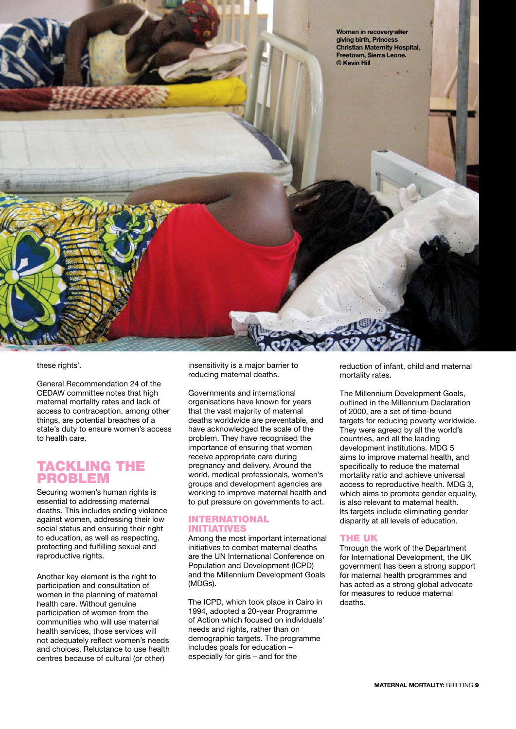Women in recovery after giving birth, Princess Christian Maternity Hospital, Freetown, Sierra Leone. © Kevin Hill

these rights'.

General Recommendation 24 of the CEDAW committee notes that high maternal mortality rates and lack of access to contraception, among other things, are potential breaches of a state's duty to ensure women's access to health care.

## TACKLING THE PROBLEM

Securing women's human rights is essential to addressing maternal deaths. This includes ending violence against women, addressing their low social status and ensuring their right to education, as well as respecting, protecting and fulfilling sexual and reproductive rights.

Another key element is the right to participation and consultation of women in the planning of maternal health care. Without genuine participation of women from the communities who will use maternal health services, those services will not adequately reflect women's needs and choices. Reluctance to use health centres because of cultural (or other) insensitivity is a major barrier to reducing maternal deaths.

Governments and international organisations have known for years that the vast majority of maternal deaths worldwide are preventable, and have acknowledged the scale of the problem. They have recognised the importance of ensuring that women receive appropriate care during pregnancy and delivery. Around the world, medical professionals, women's groups and development agencies are working to improve maternal health and to put pressure on governments to act.

### INTERNATIONAL INITIATIVES

Among the most important international initiatives to combat maternal deaths are the UN International Conference on Population and Development (ICPD) and the Millennium Development Goals (MDGs).

The ICPD, which took place in Cairo in 1994, adopted a 20-year Programme of Action which focused on individuals' needs and rights, rather than on demographic targets. The programme includes goals for education – especially for girls – and for the reduction of infant, child and maternal mortality rates.

The Millennium Development Goals, outlined in the Millennium Declaration of 2000, are a set of time-bound targets for reducing poverty worldwide. They were agreed by all the world's countries, and all the leading development institutions. MDG 5 aims to improve maternal health, and specifically to reduce the maternal mortality ratio and achieve universal access to reproductive health. MDG 3, which aims to promote gender equality, is also relevant to maternal health. Its targets include eliminating gender disparity at all levels of education.

### THE UK

Through the work of the Department for International Development, the UK government has been a strong support for maternal health programmes and has acted as a strong global advocate for measures to reduce maternal deaths.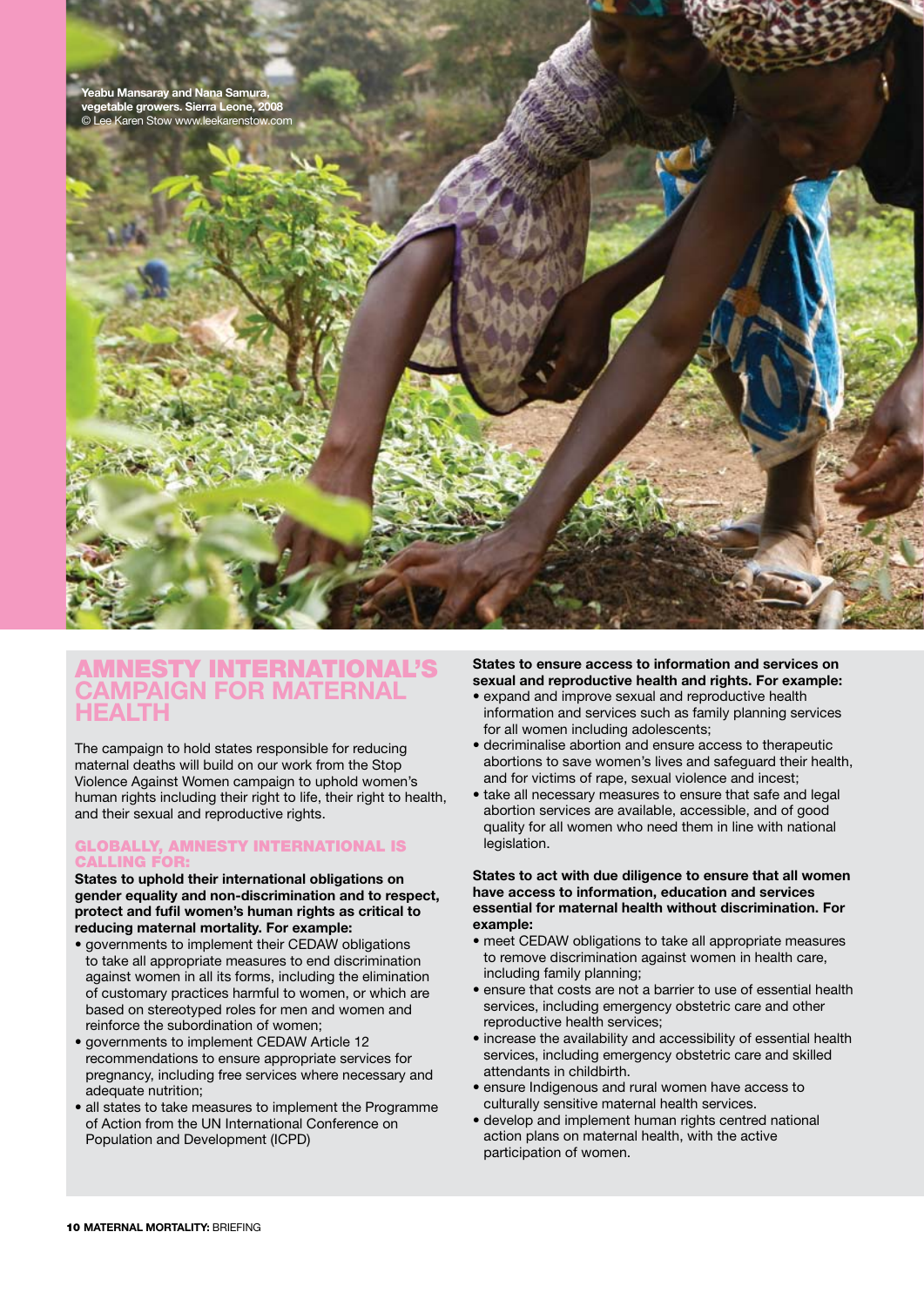Yeabu Mansaray and Nana Samura, vegetable growers. Sierra Leone, 2008
© Lee Karen Stow www.leekarenstow.com

# AMNESTY INTERNATIONAL'S CAMPAIGN FOR MATERNAL HEALTH

The campaign to hold states responsible for reducing maternal deaths will build on our work from the Stop Violence Against Women campaign to uphold women's human rights including their right to life, their right to health, and their sexual and reproductive rights.

## GLOBALLY, AMNESTY INTERNATIONAL IS CALLING FOR:

**States to uphold their international obligations on gender equality and non-discrimination and to respect, protect and fufil women's human rights as critical to reducing maternal mortality. For example:**

- governments to implement their CEDAW obligations to take all appropriate measures to end discrimination against women in all its forms, including the elimination of customary practices harmful to women, or which are based on stereotyped roles for men and women and reinforce the subordination of women;
- governments to implement CEDAW Article 12 recommendations to ensure appropriate services for pregnancy, including free services where necessary and adequate nutrition;
- all states to take measures to implement the Programme of Action from the UN International Conference on Population and Development (ICPD)

**States to ensure access to information and services on sexual and reproductive health and rights. For example:**

- expand and improve sexual and reproductive health information and services such as family planning services for all women including adolescents;
- decriminalise abortion and ensure access to therapeutic abortions to save women's lives and safeguard their health, and for victims of rape, sexual violence and incest;
- take all necessary measures to ensure that safe and legal abortion services are available, accessible, and of good quality for all women who need them in line with national legislation.

**States to act with due diligence to ensure that all women have access to information, education and services essential for maternal health without discrimination. For example:**

- meet CEDAW obligations to take all appropriate measures to remove discrimination against women in health care, including family planning;
- ensure that costs are not a barrier to use of essential health services, including emergency obstetric care and other reproductive health services;
- increase the availability and accessibility of essential health services, including emergency obstetric care and skilled attendants in childbirth.
- ensure Indigenous and rural women have access to culturally sensitive maternal health services.
- develop and implement human rights centred national action plans on maternal health, with the active participation of women.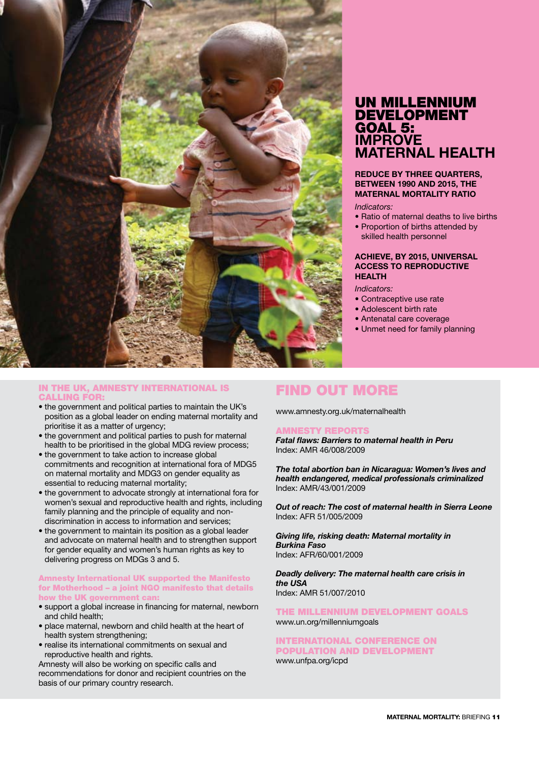# UN MILLENNIUM DEVELOPMENT GOAL 5: IMPROVE MATERNAL HEALTH

**REDUCE BY THREE QUARTERS, BETWEEN 1990 AND 2015, THE MATERNAL MORTALITY RATIO**

*Indicators:*

- Ratio of maternal deaths to live births
- Proportion of births attended by skilled health personnel

**ACHIEVE, BY 2015, UNIVERSAL ACCESS TO REPRODUCTIVE HEALTH**

*Indicators:*

- Contraceptive use rate
- Adolescent birth rate
- Antenatal care coverage
- Unmet need for family planning

## IN THE UK, AMNESTY INTERNATIONAL IS CALLING FOR:

- the government and political parties to maintain the UK's position as a global leader on ending maternal mortality and prioritise it as a matter of urgency;
- the government and political parties to push for maternal health to be prioritised in the global MDG review process;
- the government to take action to increase global commitments and recognition at international fora of MDG5 on maternal mortality and MDG3 on gender equality as essential to reducing maternal mortality;
- the government to advocate strongly at international fora for women's sexual and reproductive health and rights, including family planning and the principle of equality and non-discrimination in access to information and services;
- the government to maintain its position as a global leader and advocate on maternal health and to strengthen support for gender equality and women's human rights as key to delivering progress on MDGs 3 and 5.

**Amnesty International UK supported the Manifesto for Motherhood – a joint NGO manifesto that details how the UK government can:**

- support a global increase in financing for maternal, newborn and child health;
- place maternal, newborn and child health at the heart of health system strengthening;
- realise its international commitments on sexual and reproductive health and rights.

Amnesty will also be working on specific calls and recommendations for donor and recipient countries on the basis of our primary country research.

## FIND OUT MORE

www.amnesty.org.uk/maternalhealth

### AMNESTY REPORTS

***Fatal flaws: Barriers to maternal health in Peru***
Index: AMR 46/008/2009

***The total abortion ban in Nicaragua: Women's lives and health endangered, medical professionals criminalized***
Index: AMR/43/001/2009

***Out of reach: The cost of maternal health in Sierra Leone***
Index: AFR 51/005/2009

***Giving life, risking death: Maternal mortality in Burkina Faso***
Index: AFR/60/001/2009

***Deadly delivery: The maternal health care crisis in the USA***
Index: AMR 51/007/2010

### THE MILLENNIUM DEVELOPMENT GOALS

www.un.org/millenniumgoals

### INTERNATIONAL CONFERENCE ON POPULATION AND DEVELOPMENT

www.unfpa.org/icpd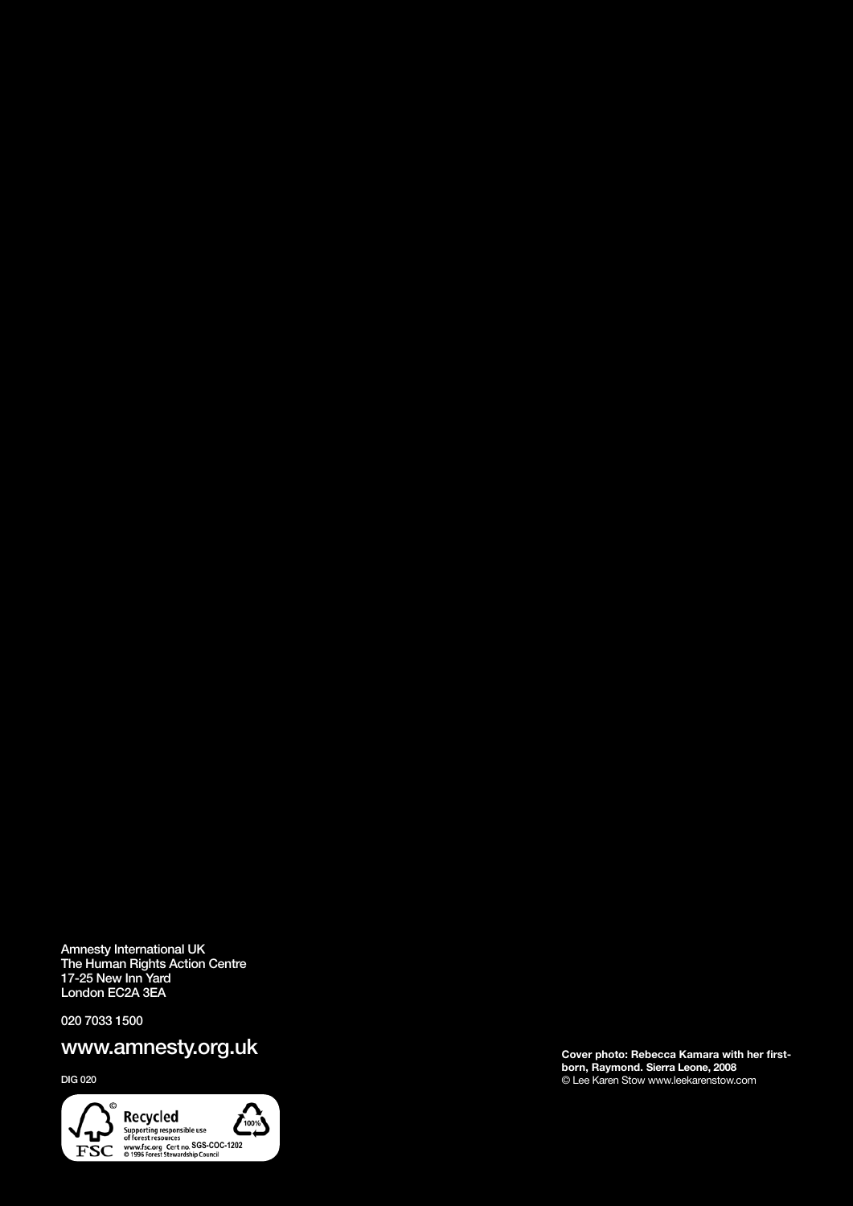Amnesty International UK
The Human Rights Action Centre
17-25 New Inn Yard
London EC2A 3EA

020 7033 1500

www.amnesty.org.uk

DIG 020

Recycled
Supporting responsible use of forest resources
www.fsc.org Cert no. SGS-COC-1202
© 1996 Forest Stewardship Council
FSC
100%

**Cover photo: Rebecca Kamara with her first-born, Raymond. Sierra Leone, 2008**
© Lee Karen Stow www.leekarenstow.com